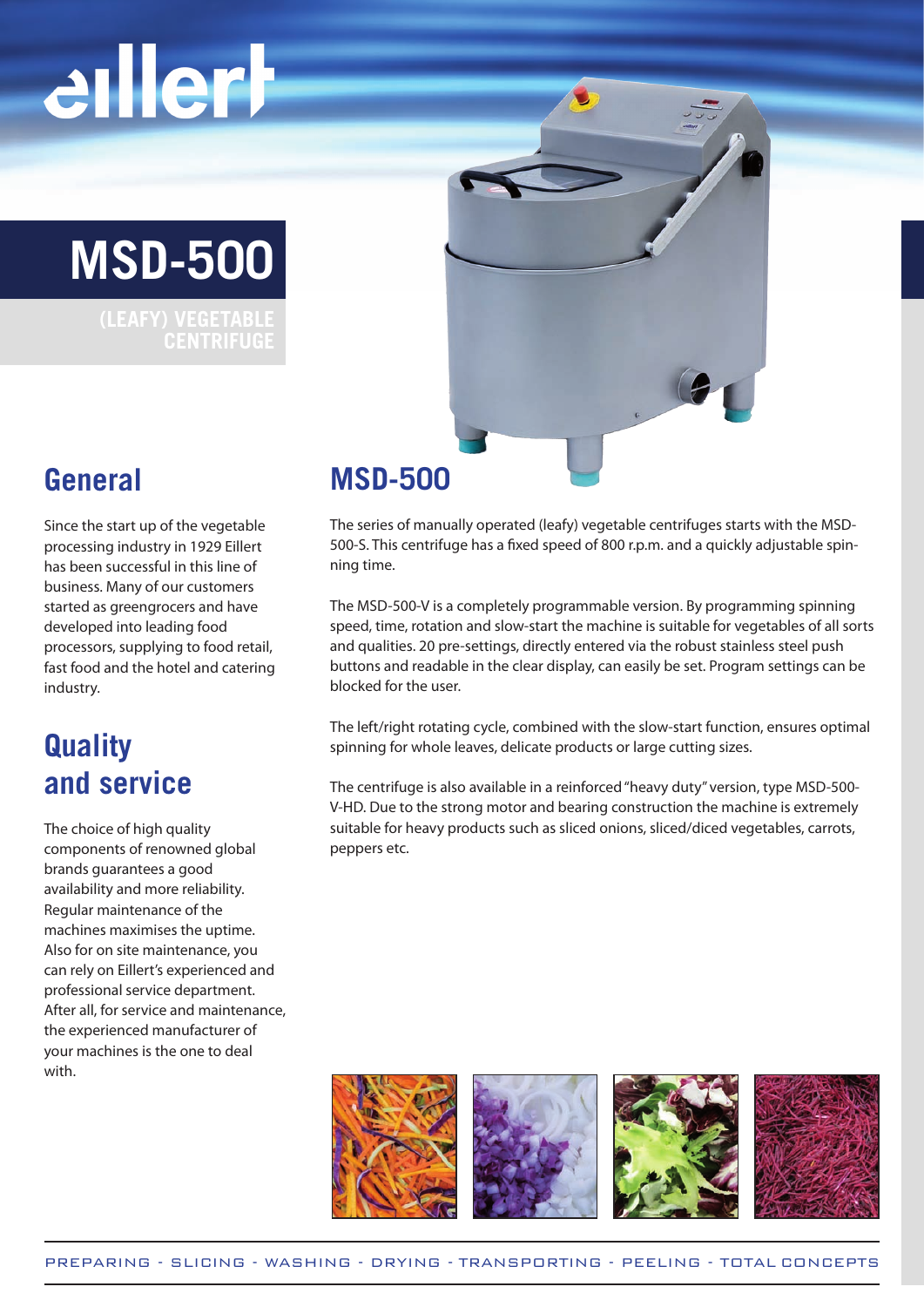# MSD-500

(LEAFY) VEGETABLE CENTRIFUGE

## General

Since the start up of the vegetable processing industry in 1929 Eillert has been successful in this line of business. Many of our customers started as greengrocers and have developed into leading food processors, supplying to food retail, fast food and the hotel and catering industry.

## Quality and service

The choice of high quality components of renowned global brands guarantees a good availability and more reliability. Regular maintenance of the machines maximises the uptime. Also for on site maintenance, you can rely on Eillert's experienced and professional service department. After all, for service and maintenance, the experienced manufacturer of your machines is the one to deal with.

## MSD-500

The series of manually operated (leafy) vegetable centrifuges starts with the MSD-500-S. This centrifuge has a fixed speed of 800 r.p.m. and a quickly adjustable spinning time.

The MSD-500-V is a completely programmable version. By programming spinning speed, time, rotation and slow-start the machine is suitable for vegetables of all sorts and qualities. 20 pre-settings, directly entered via the robust stainless steel push buttons and readable in the clear display, can easily be set. Program settings can be blocked for the user.

The left/right rotating cycle, combined with the slow-start function, ensures optimal spinning for whole leaves, delicate products or large cutting sizes.

The centrifuge is also available in a reinforced "heavy duty" version, type MSD-500-V-HD. Due to the strong motor and bearing construction the machine is extremely suitable for heavy products such as sliced onions, sliced/diced vegetables, carrots, peppers etc.

PREPARING - SLICING - WASHING - DRYING - TRANSPORTING - PEELING - TOTAL CONCEPTS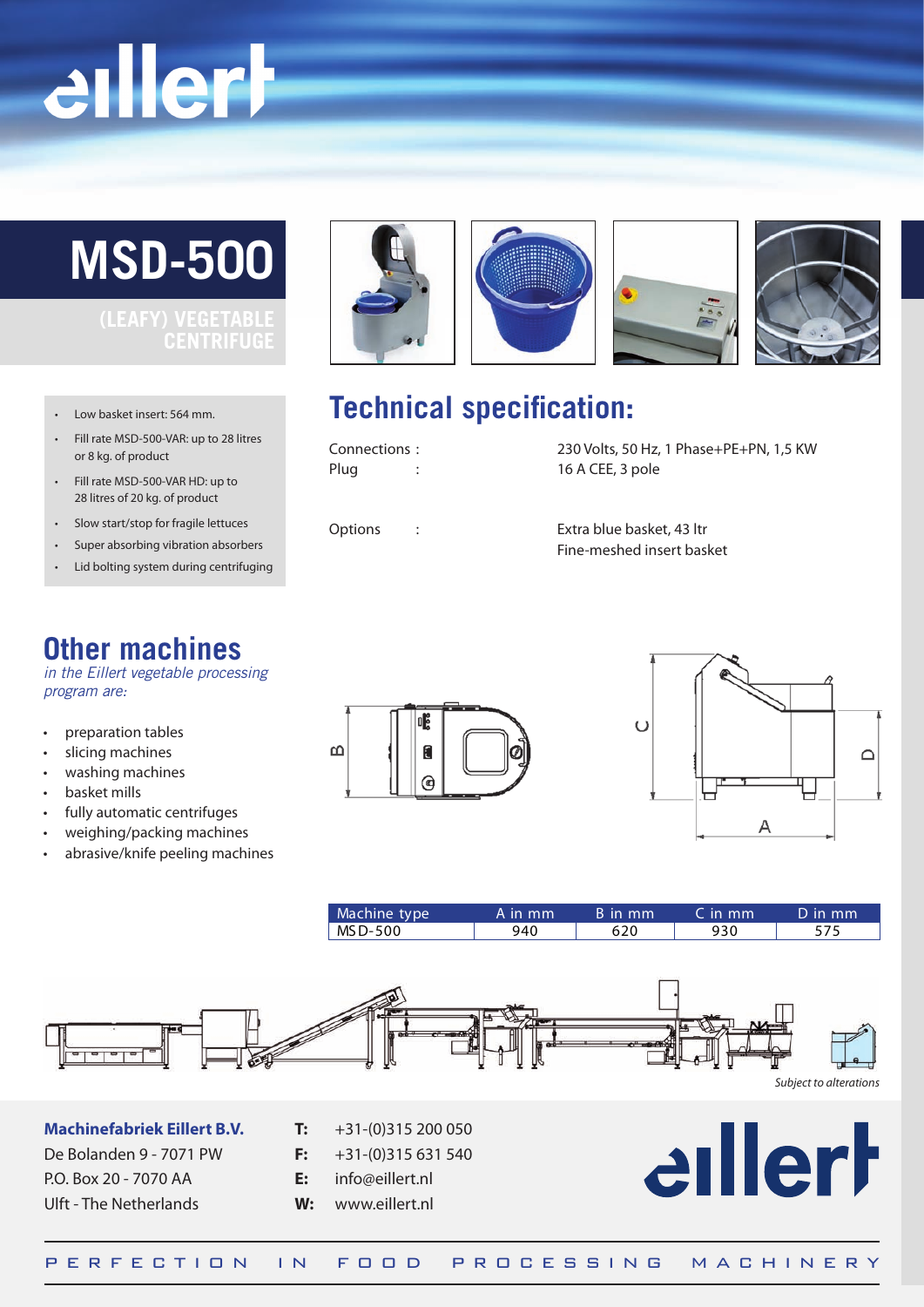# MSD-500

## (LEAFY) VEGETABLE CENTRIFUGE

- Low basket insert: 564 mm.
- Fill rate MSD-500-VAR: up to 28 litres or 8 kg. of product
- Fill rate MSD-500-VAR HD: up to 28 litres of 20 kg. of product
- Slow start/stop for fragile lettuces
- Super absorbing vibration absorbers
- Lid bolting system during centrifuging

## Technical specification:

| | | |
|---|---|---|
| Connections | : | 230 Volts, 50 Hz, 1 Phase+PE+PN, 1,5 KW |
| Plug | : | 16 A CEE, 3 pole |
| Options | : | Extra blue basket, 43 ltr<br>Fine-meshed insert basket |

## Other machines

*in the Eillert vegetable processing program are:*

- preparation tables
- slicing machines
- washing machines
- basket mills
- fully automatic centrifuges
- weighing/packing machines
- abrasive/knife peeling machines

B

C

D

A

| Machine type | A in mm | B in mm | C in mm | D in mm |
|---|---|---|---|---|
| MSD-500 | 940 | 620 | 930 | 575 |

*Subject to alterations*

**Machinefabriek Eillert B.V.**
De Bolanden 9 - 7071 PW
P.O. Box 20 - 7070 AA
Ulft - The Netherlands

**T:** +31-(0)315 200 050
**F:** +31-(0)315 631 540
**E:** info@eillert.nl
**W:** www.eillert.nl

eillert

PERFECTION IN FOOD PROCESSING MACHINERY